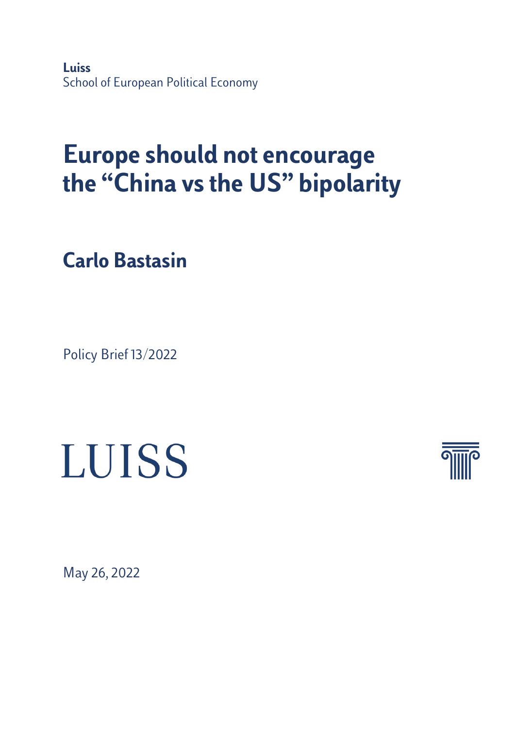**Luiss**
School of European Political Economy

# Europe should not encourage the "China vs the US" bipolarity

## Carlo Bastasin

Policy Brief 13/2022

LUISS

May 26, 2022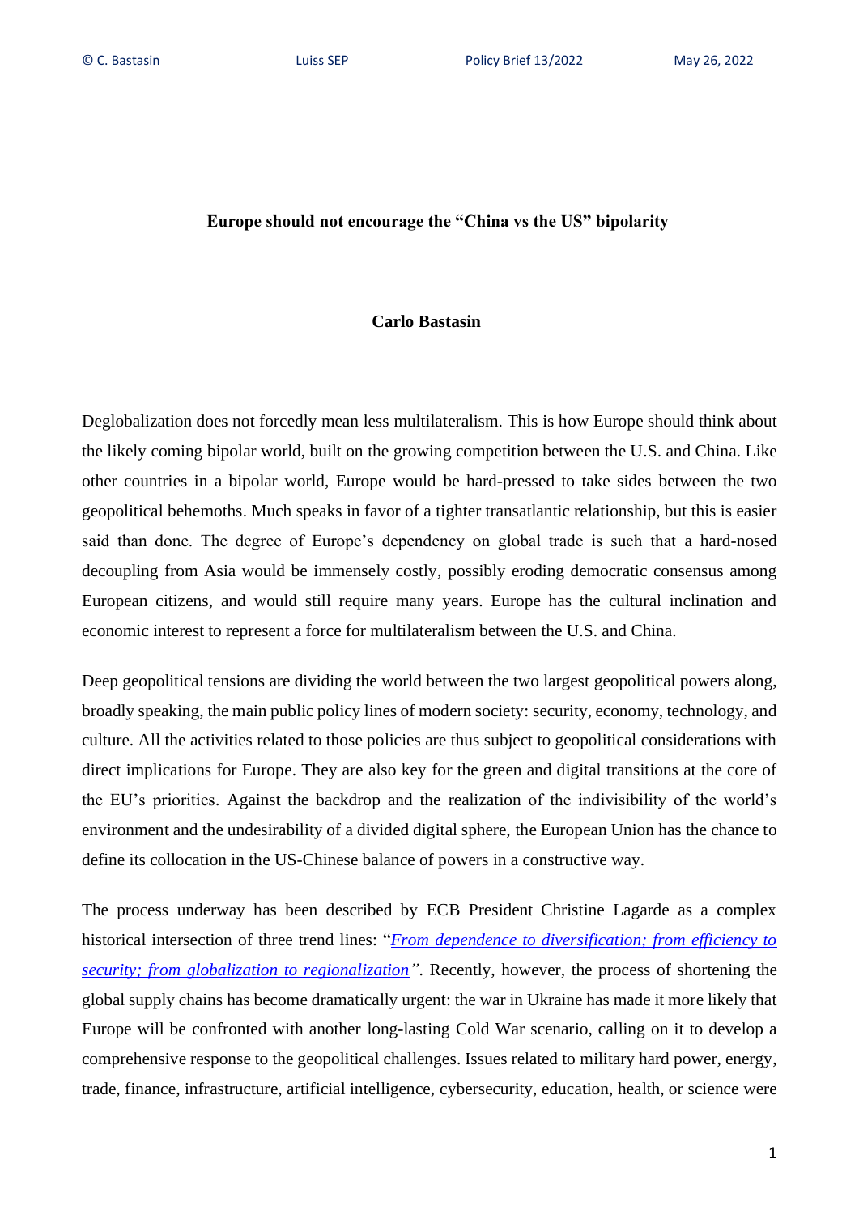**Europe should not encourage the "China vs the US" bipolarity**

**Carlo Bastasin**

Deglobalization does not forcedly mean less multilateralism. This is how Europe should think about the likely coming bipolar world, built on the growing competition between the U.S. and China. Like other countries in a bipolar world, Europe would be hard-pressed to take sides between the two geopolitical behemoths. Much speaks in favor of a tighter transatlantic relationship, but this is easier said than done. The degree of Europe's dependency on global trade is such that a hard-nosed decoupling from Asia would be immensely costly, possibly eroding democratic consensus among European citizens, and would still require many years. Europe has the cultural inclination and economic interest to represent a force for multilateralism between the U.S. and China.

Deep geopolitical tensions are dividing the world between the two largest geopolitical powers along, broadly speaking, the main public policy lines of modern society: security, economy, technology, and culture. All the activities related to those policies are thus subject to geopolitical considerations with direct implications for Europe. They are also key for the green and digital transitions at the core of the EU's priorities. Against the backdrop and the realization of the indivisibility of the world's environment and the undesirability of a divided digital sphere, the European Union has the chance to define its collocation in the US-Chinese balance of powers in a constructive way.

The process underway has been described by ECB President Christine Lagarde as a complex historical intersection of three trend lines: "*From dependence to diversification; from efficiency to security; from globalization to regionalization*". Recently, however, the process of shortening the global supply chains has become dramatically urgent: the war in Ukraine has made it more likely that Europe will be confronted with another long-lasting Cold War scenario, calling on it to develop a comprehensive response to the geopolitical challenges. Issues related to military hard power, energy, trade, finance, infrastructure, artificial intelligence, cybersecurity, education, health, or science were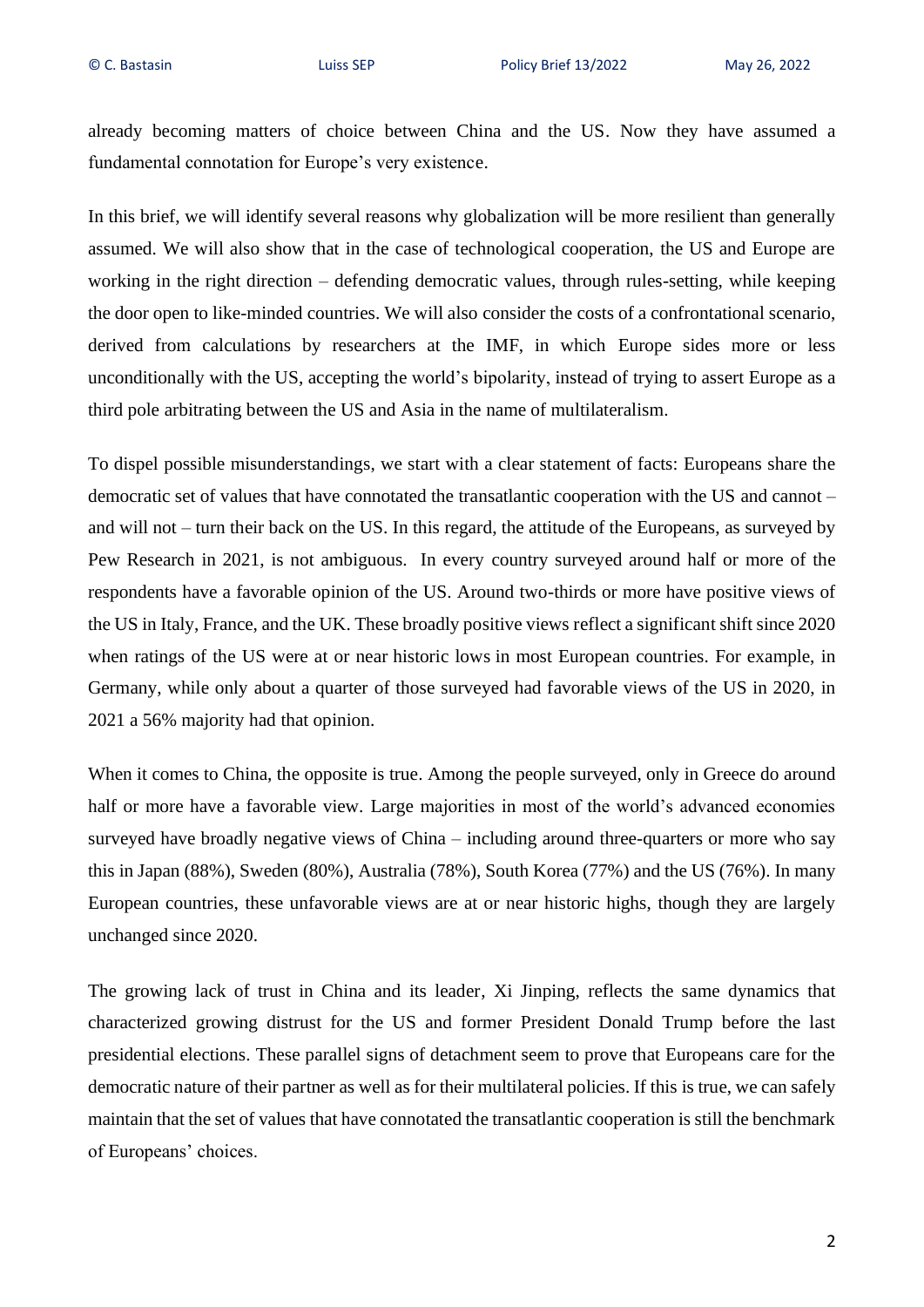already becoming matters of choice between China and the US. Now they have assumed a fundamental connotation for Europe's very existence.

In this brief, we will identify several reasons why globalization will be more resilient than generally assumed. We will also show that in the case of technological cooperation, the US and Europe are working in the right direction – defending democratic values, through rules-setting, while keeping the door open to like-minded countries. We will also consider the costs of a confrontational scenario, derived from calculations by researchers at the IMF, in which Europe sides more or less unconditionally with the US, accepting the world's bipolarity, instead of trying to assert Europe as a third pole arbitrating between the US and Asia in the name of multilateralism.

To dispel possible misunderstandings, we start with a clear statement of facts: Europeans share the democratic set of values that have connotated the transatlantic cooperation with the US and cannot – and will not – turn their back on the US. In this regard, the attitude of the Europeans, as surveyed by Pew Research in 2021, is not ambiguous. In every country surveyed around half or more of the respondents have a favorable opinion of the US. Around two-thirds or more have positive views of the US in Italy, France, and the UK. These broadly positive views reflect a significant shift since 2020 when ratings of the US were at or near historic lows in most European countries. For example, in Germany, while only about a quarter of those surveyed had favorable views of the US in 2020, in 2021 a 56% majority had that opinion.

When it comes to China, the opposite is true. Among the people surveyed, only in Greece do around half or more have a favorable view. Large majorities in most of the world's advanced economies surveyed have broadly negative views of China – including around three-quarters or more who say this in Japan (88%), Sweden (80%), Australia (78%), South Korea (77%) and the US (76%). In many European countries, these unfavorable views are at or near historic highs, though they are largely unchanged since 2020.

The growing lack of trust in China and its leader, Xi Jinping, reflects the same dynamics that characterized growing distrust for the US and former President Donald Trump before the last presidential elections. These parallel signs of detachment seem to prove that Europeans care for the democratic nature of their partner as well as for their multilateral policies. If this is true, we can safely maintain that the set of values that have connotated the transatlantic cooperation is still the benchmark of Europeans' choices.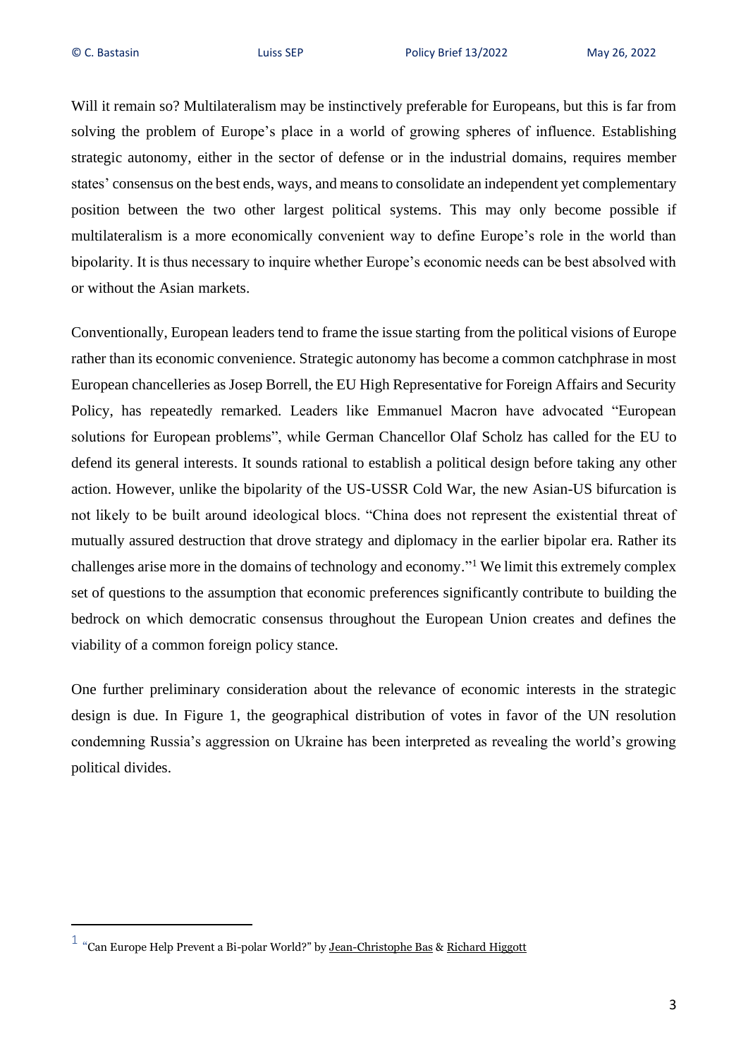Will it remain so? Multilateralism may be instinctively preferable for Europeans, but this is far from solving the problem of Europe's place in a world of growing spheres of influence. Establishing strategic autonomy, either in the sector of defense or in the industrial domains, requires member states' consensus on the best ends, ways, and means to consolidate an independent yet complementary position between the two other largest political systems. This may only become possible if multilateralism is a more economically convenient way to define Europe's role in the world than bipolarity. It is thus necessary to inquire whether Europe's economic needs can be best absolved with or without the Asian markets.

Conventionally, European leaders tend to frame the issue starting from the political visions of Europe rather than its economic convenience. Strategic autonomy has become a common catchphrase in most European chancelleries as Josep Borrell, the EU High Representative for Foreign Affairs and Security Policy, has repeatedly remarked. Leaders like Emmanuel Macron have advocated "European solutions for European problems", while German Chancellor Olaf Scholz has called for the EU to defend its general interests. It sounds rational to establish a political design before taking any other action. However, unlike the bipolarity of the US-USSR Cold War, the new Asian-US bifurcation is not likely to be built around ideological blocs. "China does not represent the existential threat of mutually assured destruction that drove strategy and diplomacy in the earlier bipolar era. Rather its challenges arise more in the domains of technology and economy."[1] We limit this extremely complex set of questions to the assumption that economic preferences significantly contribute to building the bedrock on which democratic consensus throughout the European Union creates and defines the viability of a common foreign policy stance.

One further preliminary consideration about the relevance of economic interests in the strategic design is due. In Figure 1, the geographical distribution of votes in favor of the UN resolution condemning Russia's aggression on Ukraine has been interpreted as revealing the world's growing political divides.

---

[1] "Can Europe Help Prevent a Bi-polar World?" by Jean-Christophe Bas & Richard Higgott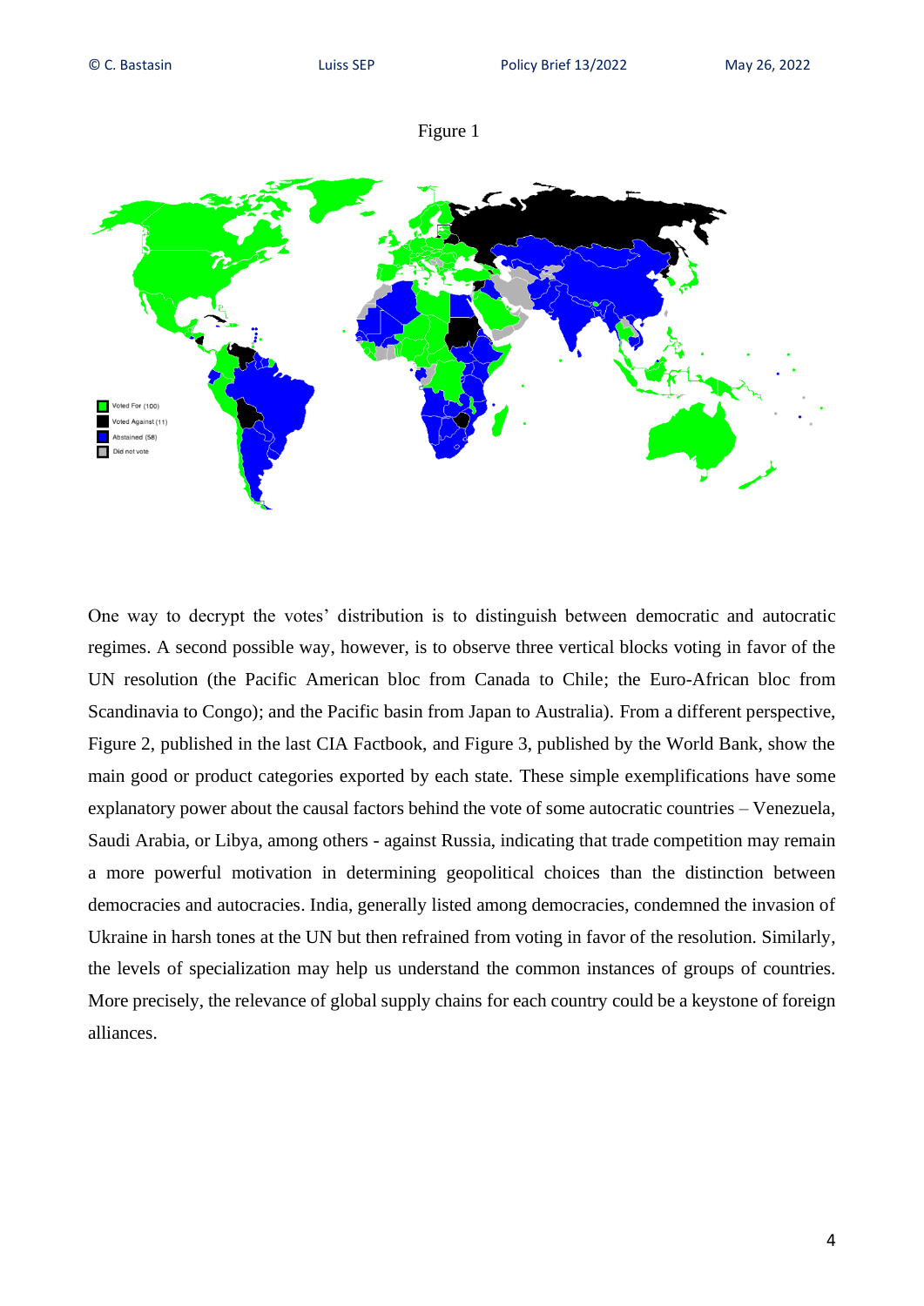Figure 1

One way to decrypt the votes' distribution is to distinguish between democratic and autocratic regimes. A second possible way, however, is to observe three vertical blocks voting in favor of the UN resolution (the Pacific American bloc from Canada to Chile; the Euro-African bloc from Scandinavia to Congo); and the Pacific basin from Japan to Australia). From a different perspective, Figure 2, published in the last CIA Factbook, and Figure 3, published by the World Bank, show the main good or product categories exported by each state. These simple exemplifications have some explanatory power about the causal factors behind the vote of some autocratic countries – Venezuela, Saudi Arabia, or Libya, among others - against Russia, indicating that trade competition may remain a more powerful motivation in determining geopolitical choices than the distinction between democracies and autocracies. India, generally listed among democracies, condemned the invasion of Ukraine in harsh tones at the UN but then refrained from voting in favor of the resolution. Similarly, the levels of specialization may help us understand the common instances of groups of countries. More precisely, the relevance of global supply chains for each country could be a keystone of foreign alliances.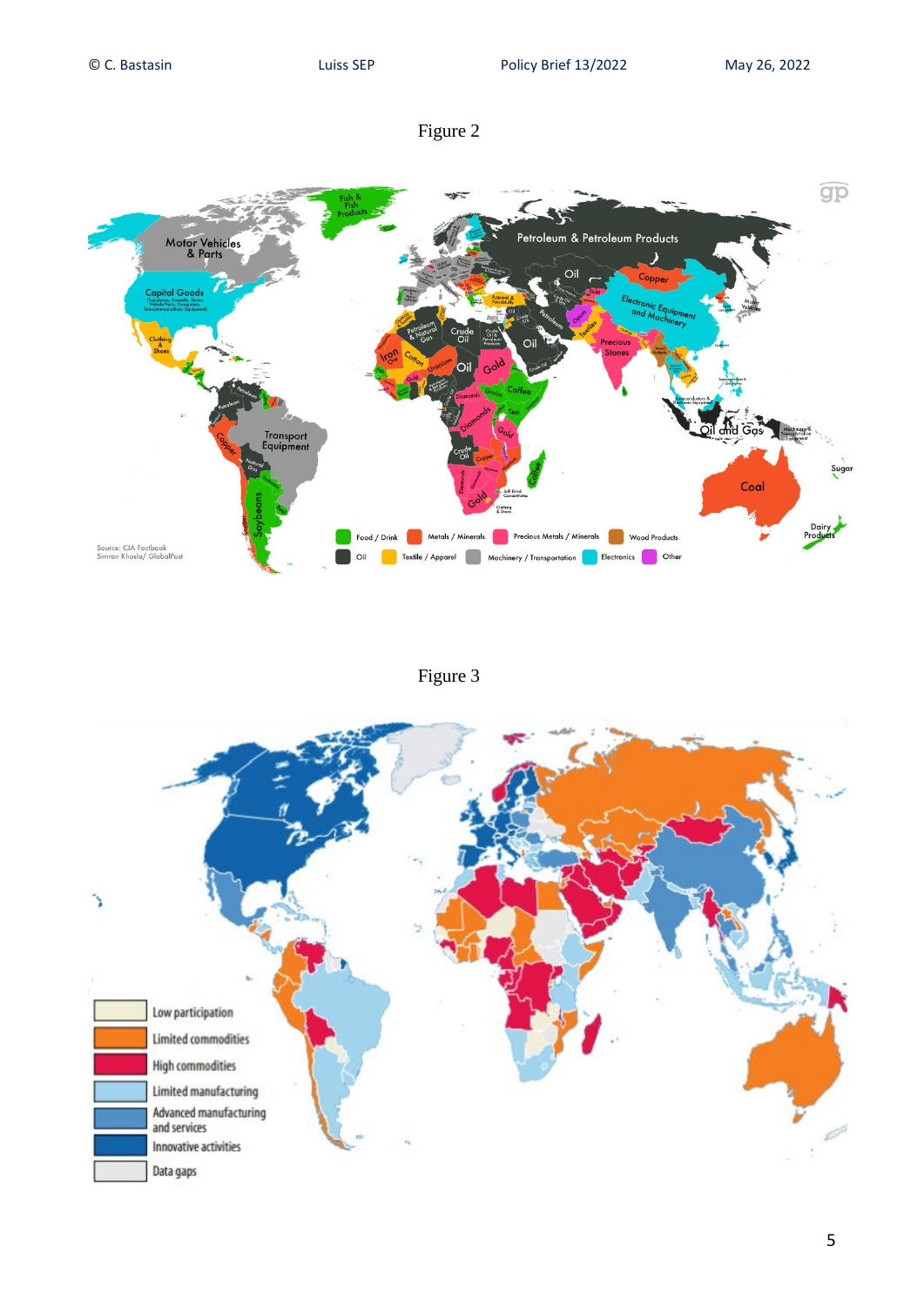Figure 2

Figure 3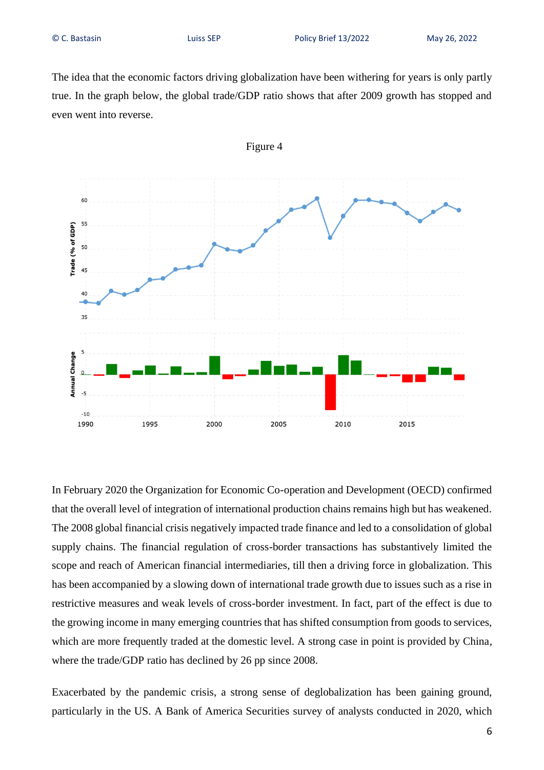The idea that the economic factors driving globalization have been withering for years is only partly true. In the graph below, the global trade/GDP ratio shows that after 2009 growth has stopped and even went into reverse.

Figure 4

In February 2020 the Organization for Economic Co-operation and Development (OECD) confirmed that the overall level of integration of international production chains remains high but has weakened. The 2008 global financial crisis negatively impacted trade finance and led to a consolidation of global supply chains. The financial regulation of cross-border transactions has substantively limited the scope and reach of American financial intermediaries, till then a driving force in globalization. This has been accompanied by a slowing down of international trade growth due to issues such as a rise in restrictive measures and weak levels of cross-border investment. In fact, part of the effect is due to the growing income in many emerging countries that has shifted consumption from goods to services, which are more frequently traded at the domestic level. A strong case in point is provided by China, where the trade/GDP ratio has declined by 26 pp since 2008.

Exacerbated by the pandemic crisis, a strong sense of deglobalization has been gaining ground, particularly in the US. A Bank of America Securities survey of analysts conducted in 2020, which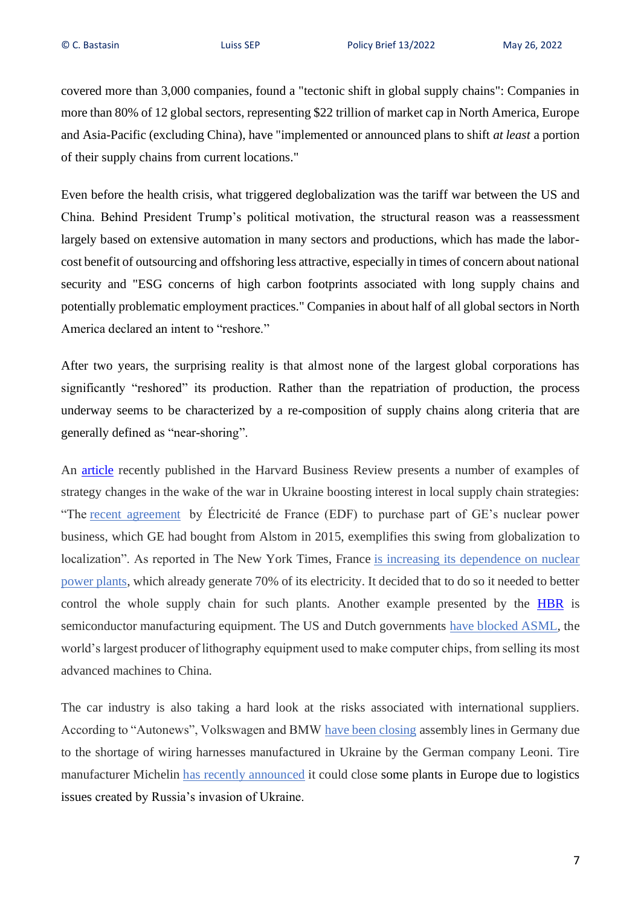covered more than 3,000 companies, found a "tectonic shift in global supply chains": Companies in more than 80% of 12 global sectors, representing $22 trillion of market cap in North America, Europe and Asia-Pacific (excluding China), have "implemented or announced plans to shift *at least* a portion of their supply chains from current locations."

Even before the health crisis, what triggered deglobalization was the tariff war between the US and China. Behind President Trump's political motivation, the structural reason was a reassessment largely based on extensive automation in many sectors and productions, which has made the labor-cost benefit of outsourcing and offshoring less attractive, especially in times of concern about national security and "ESG concerns of high carbon footprints associated with long supply chains and potentially problematic employment practices." Companies in about half of all global sectors in North America declared an intent to "reshore."

After two years, the surprising reality is that almost none of the largest global corporations has significantly "reshored" its production. Rather than the repatriation of production, the process underway seems to be characterized by a re-composition of supply chains along criteria that are generally defined as "near-shoring".

An article recently published in the Harvard Business Review presents a number of examples of strategy changes in the wake of the war in Ukraine boosting interest in local supply chain strategies: "The recent agreement by Électricité de France (EDF) to purchase part of GE's nuclear power business, which GE had bought from Alstom in 2015, exemplifies this swing from globalization to localization". As reported in The New York Times, France is increasing its dependence on nuclear power plants, which already generate 70% of its electricity. It decided that to do so it needed to better control the whole supply chain for such plants. Another example presented by the HBR is semiconductor manufacturing equipment. The US and Dutch governments have blocked ASML, the world's largest producer of lithography equipment used to make computer chips, from selling its most advanced machines to China.

The car industry is also taking a hard look at the risks associated with international suppliers. According to "Autonews", Volkswagen and BMW have been closing assembly lines in Germany due to the shortage of wiring harnesses manufactured in Ukraine by the German company Leoni. Tire manufacturer Michelin has recently announced it could close some plants in Europe due to logistics issues created by Russia's invasion of Ukraine.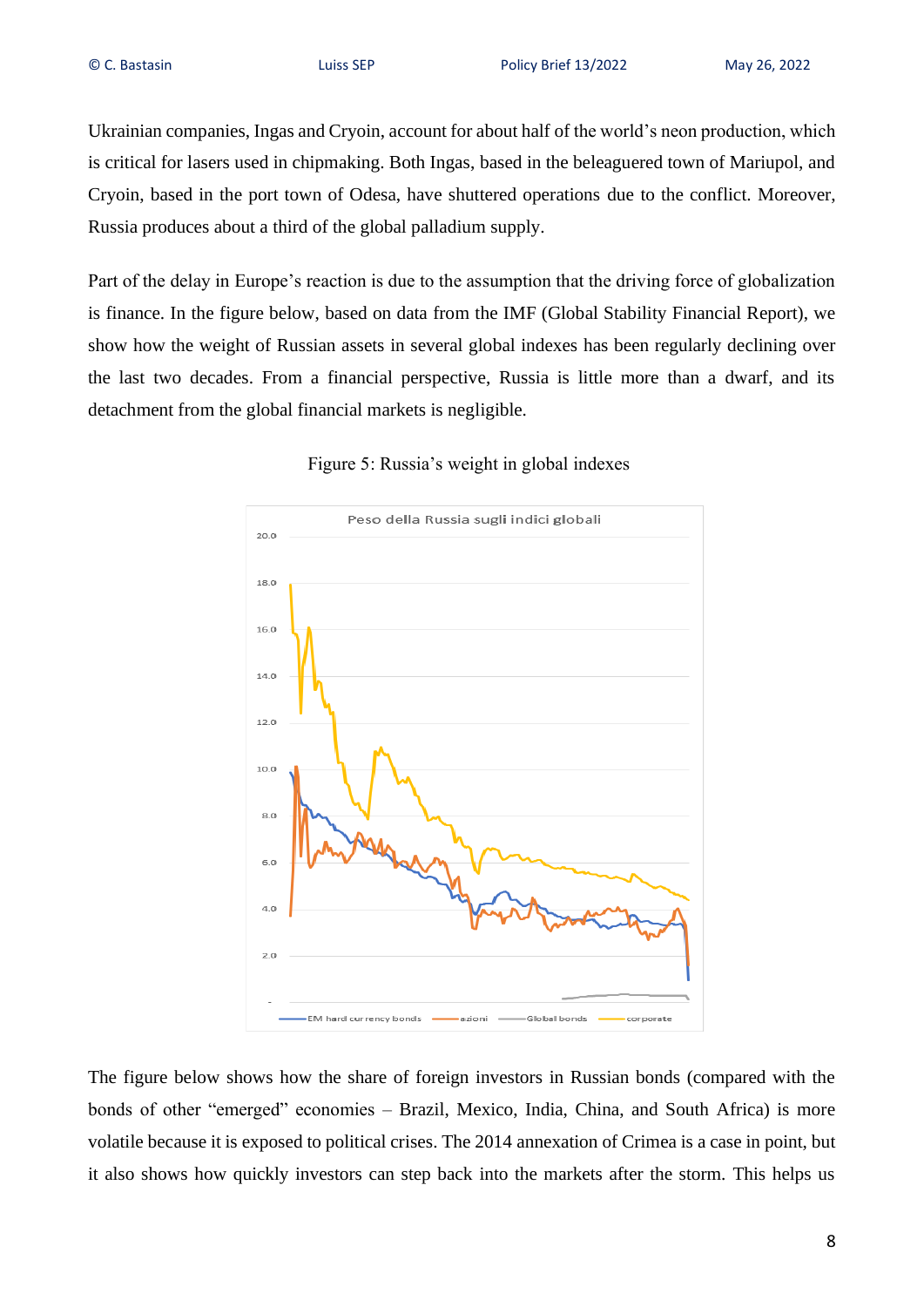Ukrainian companies, Ingas and Cryoin, account for about half of the world's neon production, which is critical for lasers used in chipmaking. Both Ingas, based in the beleaguered town of Mariupol, and Cryoin, based in the port town of Odesa, have shuttered operations due to the conflict. Moreover, Russia produces about a third of the global palladium supply.

Part of the delay in Europe's reaction is due to the assumption that the driving force of globalization is finance. In the figure below, based on data from the IMF (Global Stability Financial Report), we show how the weight of Russian assets in several global indexes has been regularly declining over the last two decades. From a financial perspective, Russia is little more than a dwarf, and its detachment from the global financial markets is negligible.

Figure 5: Russia's weight in global indexes

The figure below shows how the share of foreign investors in Russian bonds (compared with the bonds of other "emerged" economies – Brazil, Mexico, India, China, and South Africa) is more volatile because it is exposed to political crises. The 2014 annexation of Crimea is a case in point, but it also shows how quickly investors can step back into the markets after the storm. This helps us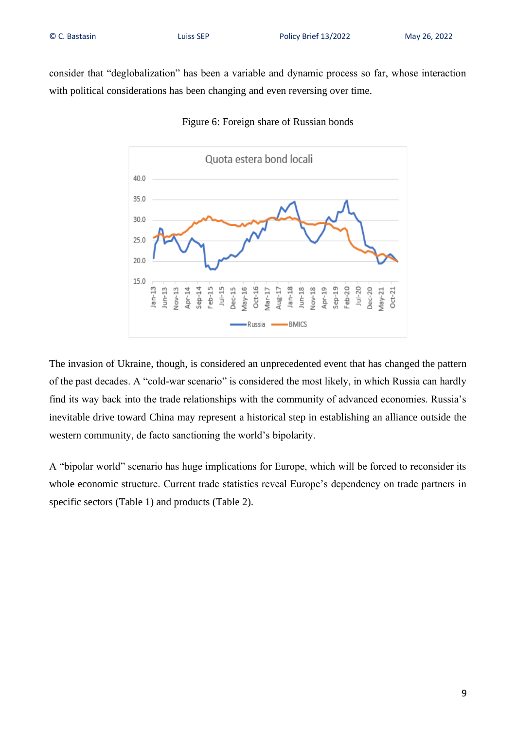consider that "deglobalization" has been a variable and dynamic process so far, whose interaction with political considerations has been changing and even reversing over time.

Figure 6: Foreign share of Russian bonds

The invasion of Ukraine, though, is considered an unprecedented event that has changed the pattern of the past decades. A "cold-war scenario" is considered the most likely, in which Russia can hardly find its way back into the trade relationships with the community of advanced economies. Russia's inevitable drive toward China may represent a historical step in establishing an alliance outside the western community, de facto sanctioning the world's bipolarity.

A "bipolar world" scenario has huge implications for Europe, which will be forced to reconsider its whole economic structure. Current trade statistics reveal Europe's dependency on trade partners in specific sectors (Table 1) and products (Table 2).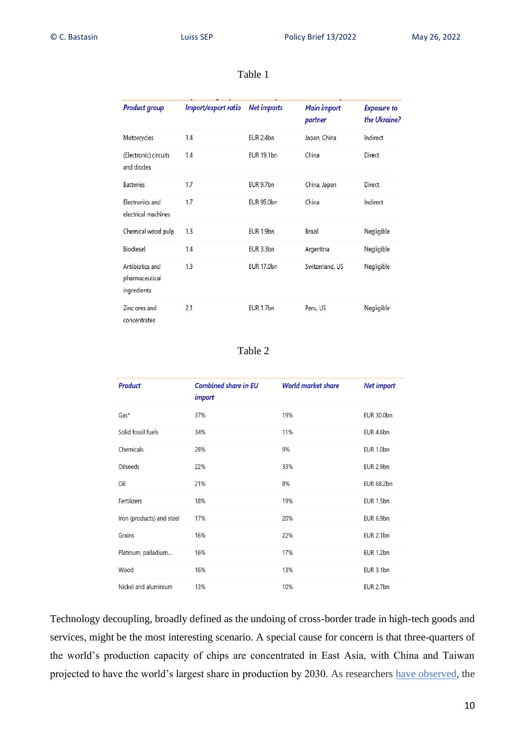Table 1

| Product group | Import/export ratio | Net imports | Main import partner | Exposure to the Ukraine? |
|---|---|---|---|---|
| Motorcycles | 1.4 | EUR 2.4bn | Japan, China | Indirect |
| (Electronic) circuits and diodes | 1.4 | EUR 19.1bn | China | Direct |
| Batteries | 1.7 | EUR 9.7bn | China, Japan | Direct |
| Electronics and electrical machines | 1.7 | EUR 95.0bn | China | Indirect |
| Chemical wood pulp | 1.3 | EUR 1.9bn | Brazil | Negligible |
| Biodiesel | 1.4 | EUR 3.3bn | Argentina | Negligible |
| Antibiotics and pharmaceutical ingredients | 1.3 | EUR 17.0bn | Switzerland, US | Negligible |
| Zinc ores and concentrates | 2.1 | EUR 1.7bn | Peru, US | Negligible |

Table 2

| Product | Combined share in EU import | World market share | Net import |
|---|---|---|---|
| Gas* | 37% | 19% | EUR 30.0bn |
| Solid fossil fuels | 34% | 11% | EUR 4.6bn |
| Chemicals | 28% | 9% | EUR 1.0bn |
| Oilseeds | 22% | 33% | EUR 2.9bn |
| Oil | 21% | 8% | EUR 68.2bn |
| Fertilizers | 18% | 19% | EUR 1.5bn |
| Iron (products) and steel | 17% | 20% | EUR 6.9bn |
| Grains | 16% | 22% | EUR 2.1bn |
| Platinum, palladium... | 16% | 17% | EUR 1.2bn |
| Wood | 16% | 13% | EUR 3.1bn |
| Nickel and aluminium | 13% | 10% | EUR 2.7bn |

Technology decoupling, broadly defined as the undoing of cross-border trade in high-tech goods and services, might be the most interesting scenario. A special cause for concern is that three-quarters of the world's production capacity of chips are concentrated in East Asia, with China and Taiwan projected to have the world's largest share in production by 2030. As researchers have observed, the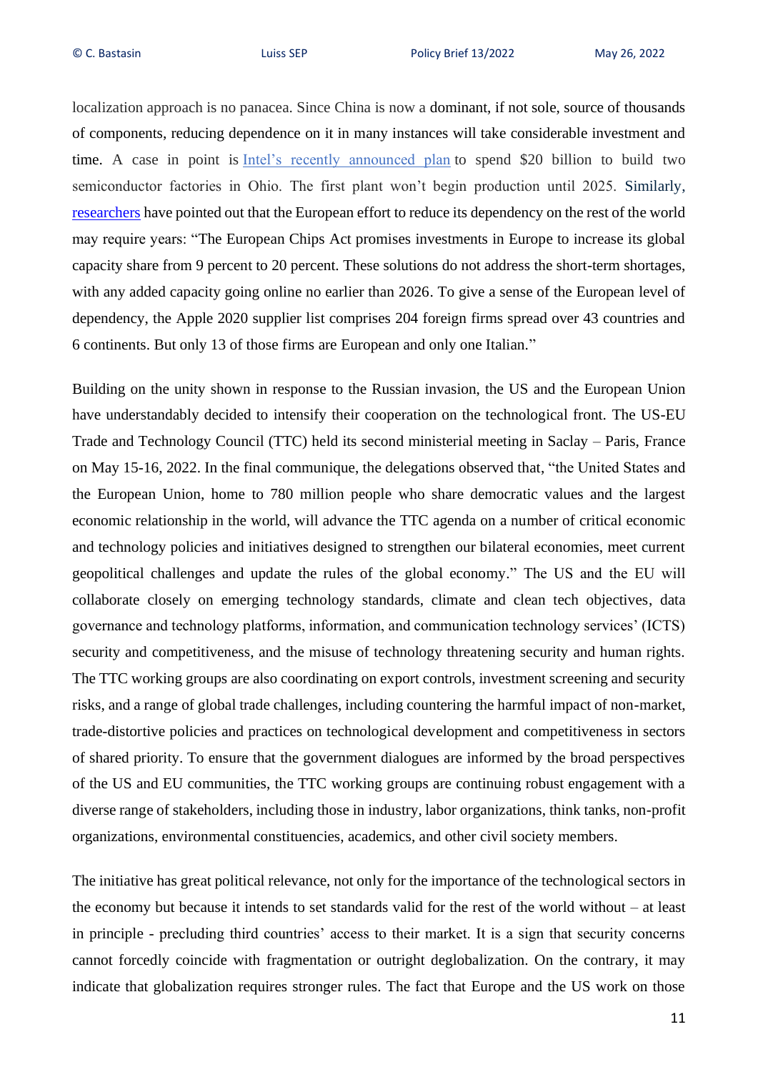localization approach is no panacea. Since China is now a dominant, if not sole, source of thousands of components, reducing dependence on it in many instances will take considerable investment and time. A case in point is Intel's recently announced plan to spend $20 billion to build two semiconductor factories in Ohio. The first plant won't begin production until 2025. Similarly, researchers have pointed out that the European effort to reduce its dependency on the rest of the world may require years: "The European Chips Act promises investments in Europe to increase its global capacity share from 9 percent to 20 percent. These solutions do not address the short-term shortages, with any added capacity going online no earlier than 2026. To give a sense of the European level of dependency, the Apple 2020 supplier list comprises 204 foreign firms spread over 43 countries and 6 continents. But only 13 of those firms are European and only one Italian."

Building on the unity shown in response to the Russian invasion, the US and the European Union have understandably decided to intensify their cooperation on the technological front. The US-EU Trade and Technology Council (TTC) held its second ministerial meeting in Saclay – Paris, France on May 15-16, 2022. In the final communique, the delegations observed that, "the United States and the European Union, home to 780 million people who share democratic values and the largest economic relationship in the world, will advance the TTC agenda on a number of critical economic and technology policies and initiatives designed to strengthen our bilateral economies, meet current geopolitical challenges and update the rules of the global economy." The US and the EU will collaborate closely on emerging technology standards, climate and clean tech objectives, data governance and technology platforms, information, and communication technology services' (ICTS) security and competitiveness, and the misuse of technology threatening security and human rights. The TTC working groups are also coordinating on export controls, investment screening and security risks, and a range of global trade challenges, including countering the harmful impact of non-market, trade-distortive policies and practices on technological development and competitiveness in sectors of shared priority. To ensure that the government dialogues are informed by the broad perspectives of the US and EU communities, the TTC working groups are continuing robust engagement with a diverse range of stakeholders, including those in industry, labor organizations, think tanks, non-profit organizations, environmental constituencies, academics, and other civil society members.

The initiative has great political relevance, not only for the importance of the technological sectors in the economy but because it intends to set standards valid for the rest of the world without – at least in principle - precluding third countries' access to their market. It is a sign that security concerns cannot forcedly coincide with fragmentation or outright deglobalization. On the contrary, it may indicate that globalization requires stronger rules. The fact that Europe and the US work on those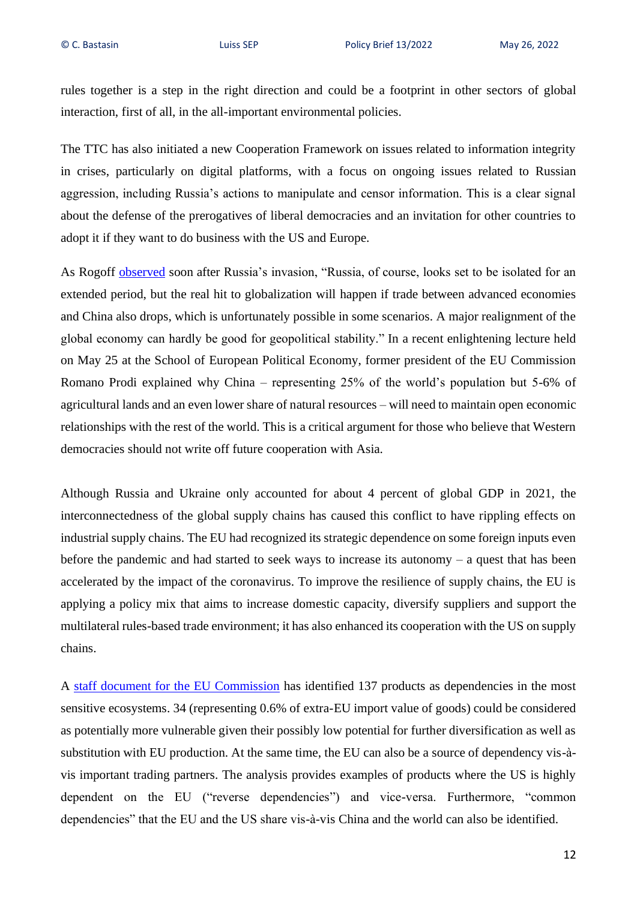rules together is a step in the right direction and could be a footprint in other sectors of global interaction, first of all, in the all-important environmental policies.

The TTC has also initiated a new Cooperation Framework on issues related to information integrity in crises, particularly on digital platforms, with a focus on ongoing issues related to Russian aggression, including Russia's actions to manipulate and censor information. This is a clear signal about the defense of the prerogatives of liberal democracies and an invitation for other countries to adopt it if they want to do business with the US and Europe.

As Rogoff observed soon after Russia's invasion, "Russia, of course, looks set to be isolated for an extended period, but the real hit to globalization will happen if trade between advanced economies and China also drops, which is unfortunately possible in some scenarios. A major realignment of the global economy can hardly be good for geopolitical stability." In a recent enlightening lecture held on May 25 at the School of European Political Economy, former president of the EU Commission Romano Prodi explained why China – representing 25% of the world's population but 5-6% of agricultural lands and an even lower share of natural resources – will need to maintain open economic relationships with the rest of the world. This is a critical argument for those who believe that Western democracies should not write off future cooperation with Asia.

Although Russia and Ukraine only accounted for about 4 percent of global GDP in 2021, the interconnectedness of the global supply chains has caused this conflict to have rippling effects on industrial supply chains. The EU had recognized its strategic dependence on some foreign inputs even before the pandemic and had started to seek ways to increase its autonomy – a quest that has been accelerated by the impact of the coronavirus. To improve the resilience of supply chains, the EU is applying a policy mix that aims to increase domestic capacity, diversify suppliers and support the multilateral rules-based trade environment; it has also enhanced its cooperation with the US on supply chains.

A staff document for the EU Commission has identified 137 products as dependencies in the most sensitive ecosystems. 34 (representing 0.6% of extra-EU import value of goods) could be considered as potentially more vulnerable given their possibly low potential for further diversification as well as substitution with EU production. At the same time, the EU can also be a source of dependency vis-à-vis important trading partners. The analysis provides examples of products where the US is highly dependent on the EU ("reverse dependencies") and vice-versa. Furthermore, "common dependencies" that the EU and the US share vis-à-vis China and the world can also be identified.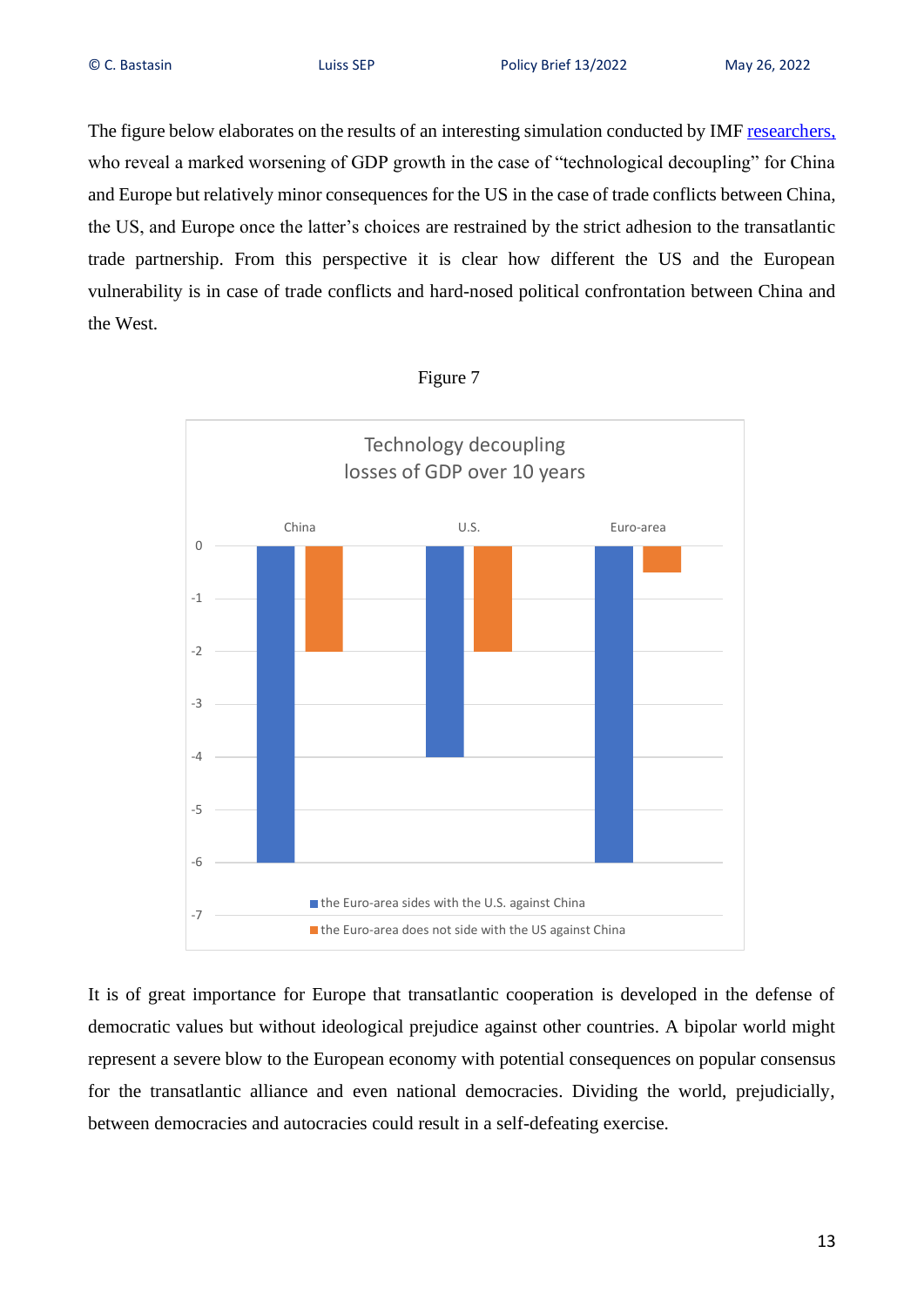The figure below elaborates on the results of an interesting simulation conducted by IMF [researchers,](#) who reveal a marked worsening of GDP growth in the case of "technological decoupling" for China and Europe but relatively minor consequences for the US in the case of trade conflicts between China, the US, and Europe once the latter's choices are restrained by the strict adhesion to the transatlantic trade partnership. From this perspective it is clear how different the US and the European vulnerability is in case of trade conflicts and hard-nosed political confrontation between China and the West.

Figure 7

Technology decoupling
losses of GDP over 10 years

China
U.S.
Euro-area

0
-1
-2
-3
-4
-5
-6
-7

the Euro-area sides with the U.S. against China
the Euro-area does not side with the US against China

It is of great importance for Europe that transatlantic cooperation is developed in the defense of democratic values but without ideological prejudice against other countries. A bipolar world might represent a severe blow to the European economy with potential consequences on popular consensus for the transatlantic alliance and even national democracies. Dividing the world, prejudicially, between democracies and autocracies could result in a self-defeating exercise.